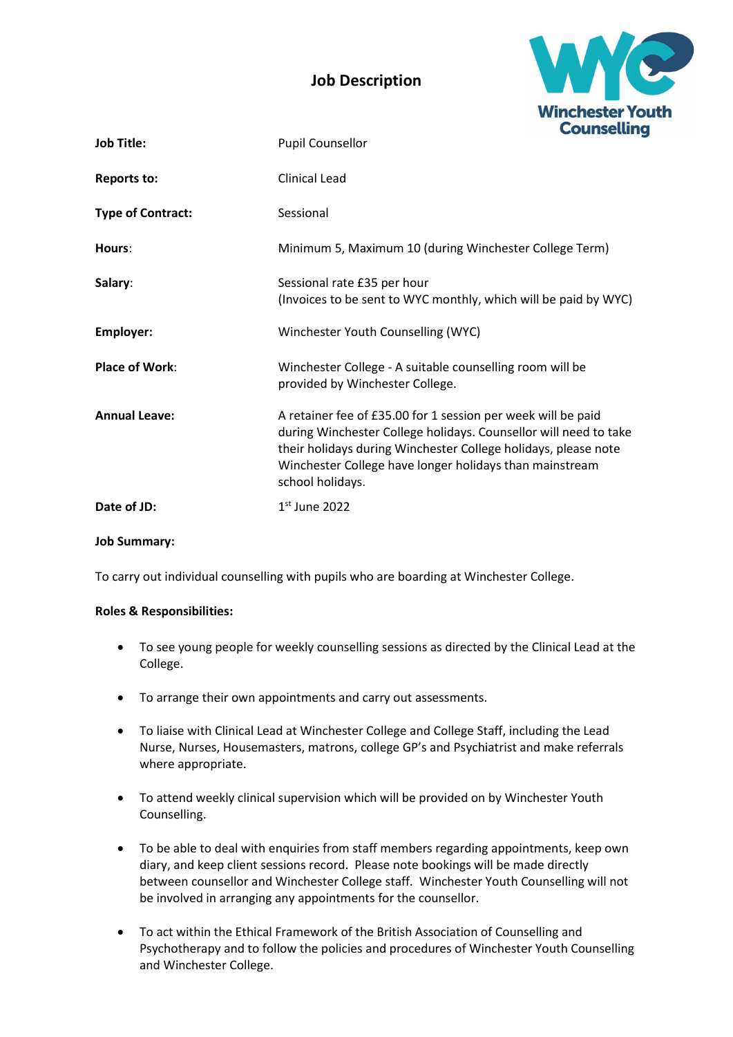# Job Description

Winchester Youth Counselling

| | |
|---|---|
| **Job Title:** | Pupil Counsellor |
| **Reports to:** | Clinical Lead |
| **Type of Contract:** | Sessional |
| **Hours**: | Minimum 5, Maximum 10 (during Winchester College Term) |
| **Salary**: | Sessional rate £35 per hour<br>(Invoices to be sent to WYC monthly, which will be paid by WYC) |
| **Employer:** | Winchester Youth Counselling (WYC) |
| **Place of Work**: | Winchester College - A suitable counselling room will be provided by Winchester College. |
| **Annual Leave:** | A retainer fee of £35.00 for 1 session per week will be paid during Winchester College holidays. Counsellor will need to take their holidays during Winchester College holidays, please note Winchester College have longer holidays than mainstream school holidays. |
| **Date of JD:** | 1st June 2022 |

**Job Summary:**

To carry out individual counselling with pupils who are boarding at Winchester College.

**Roles & Responsibilities:**

- To see young people for weekly counselling sessions as directed by the Clinical Lead at the College.
- To arrange their own appointments and carry out assessments.
- To liaise with Clinical Lead at Winchester College and College Staff, including the Lead Nurse, Nurses, Housemasters, matrons, college GP's and Psychiatrist and make referrals where appropriate.
- To attend weekly clinical supervision which will be provided on by Winchester Youth Counselling.
- To be able to deal with enquiries from staff members regarding appointments, keep own diary, and keep client sessions record. Please note bookings will be made directly between counsellor and Winchester College staff. Winchester Youth Counselling will not be involved in arranging any appointments for the counsellor.
- To act within the Ethical Framework of the British Association of Counselling and Psychotherapy and to follow the policies and procedures of Winchester Youth Counselling and Winchester College.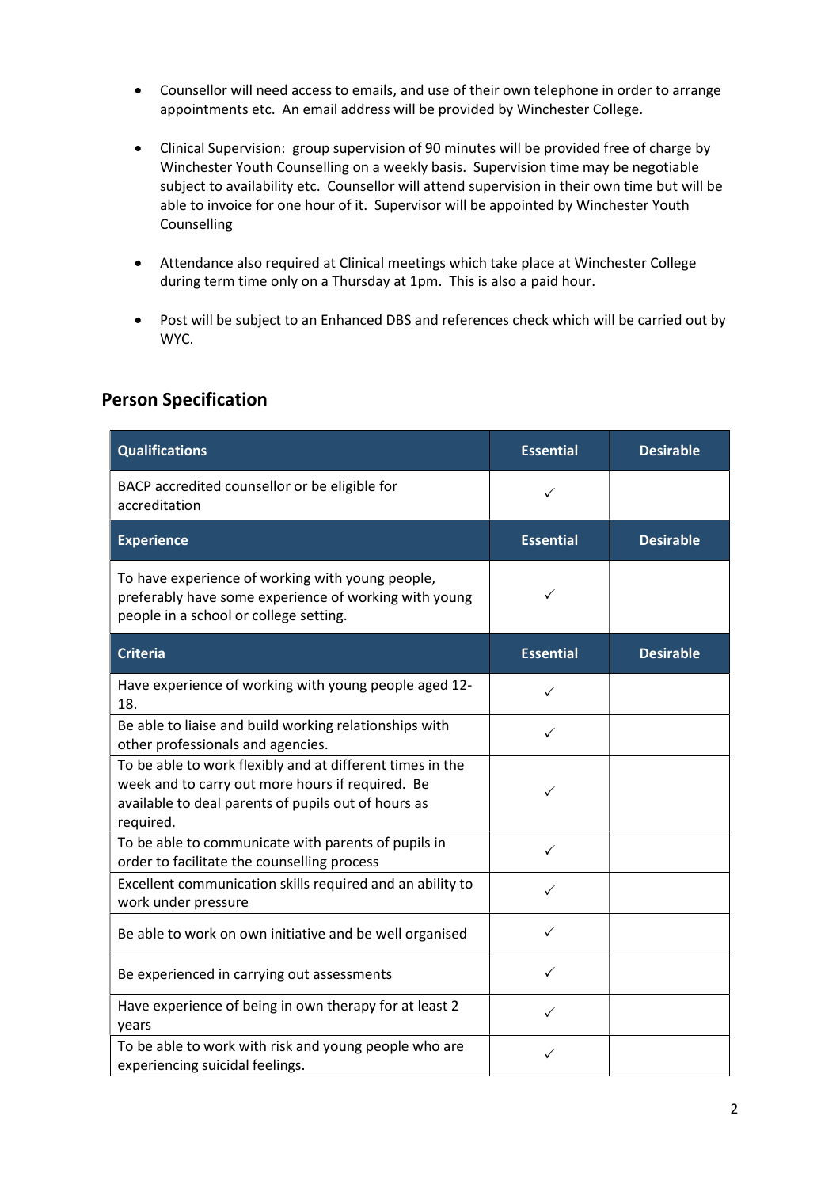- Counsellor will need access to emails, and use of their own telephone in order to arrange appointments etc. An email address will be provided by Winchester College.

- Clinical Supervision: group supervision of 90 minutes will be provided free of charge by Winchester Youth Counselling on a weekly basis. Supervision time may be negotiable subject to availability etc. Counsellor will attend supervision in their own time but will be able to invoice for one hour of it. Supervisor will be appointed by Winchester Youth Counselling

- Attendance also required at Clinical meetings which take place at Winchester College during term time only on a Thursday at 1pm. This is also a paid hour.

- Post will be subject to an Enhanced DBS and references check which will be carried out by WYC.

## Person Specification

| Qualifications | Essential | Desirable |
|---|---|---|
| BACP accredited counsellor or be eligible for accreditation | ✓ | |
| **Experience** | **Essential** | **Desirable** |
| To have experience of working with young people, preferably have some experience of working with young people in a school or college setting. | ✓ | |
| **Criteria** | **Essential** | **Desirable** |
| Have experience of working with young people aged 12-18. | ✓ | |
| Be able to liaise and build working relationships with other professionals and agencies. | ✓ | |
| To be able to work flexibly and at different times in the week and to carry out more hours if required. Be available to deal parents of pupils out of hours as required. | ✓ | |
| To be able to communicate with parents of pupils in order to facilitate the counselling process | ✓ | |
| Excellent communication skills required and an ability to work under pressure | ✓ | |
| Be able to work on own initiative and be well organised | ✓ | |
| Be experienced in carrying out assessments | ✓ | |
| Have experience of being in own therapy for at least 2 years | ✓ | |
| To be able to work with risk and young people who are experiencing suicidal feelings. | ✓ | |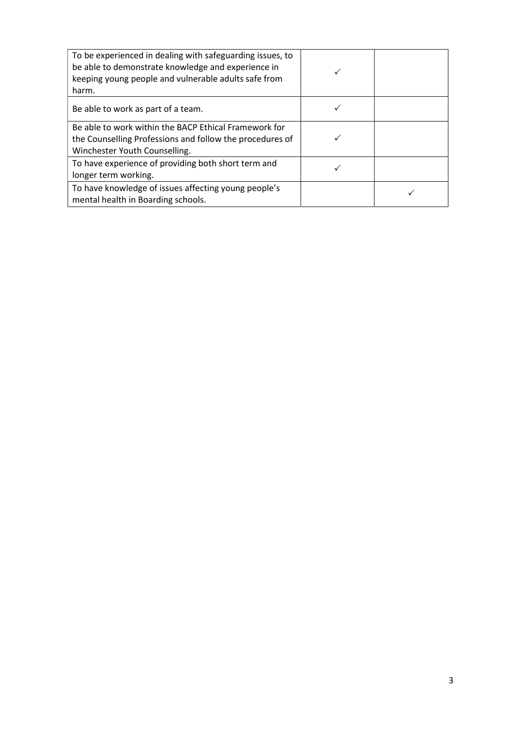| | | |
|---|---|---|
| To be experienced in dealing with safeguarding issues, to be able to demonstrate knowledge and experience in keeping young people and vulnerable adults safe from harm. | ✓ | |
| Be able to work as part of a team. | ✓ | |
| Be able to work within the BACP Ethical Framework for the Counselling Professions and follow the procedures of Winchester Youth Counselling. | ✓ | |
| To have experience of providing both short term and longer term working. | ✓ | |
| To have knowledge of issues affecting young people's mental health in Boarding schools. | | ✓ |